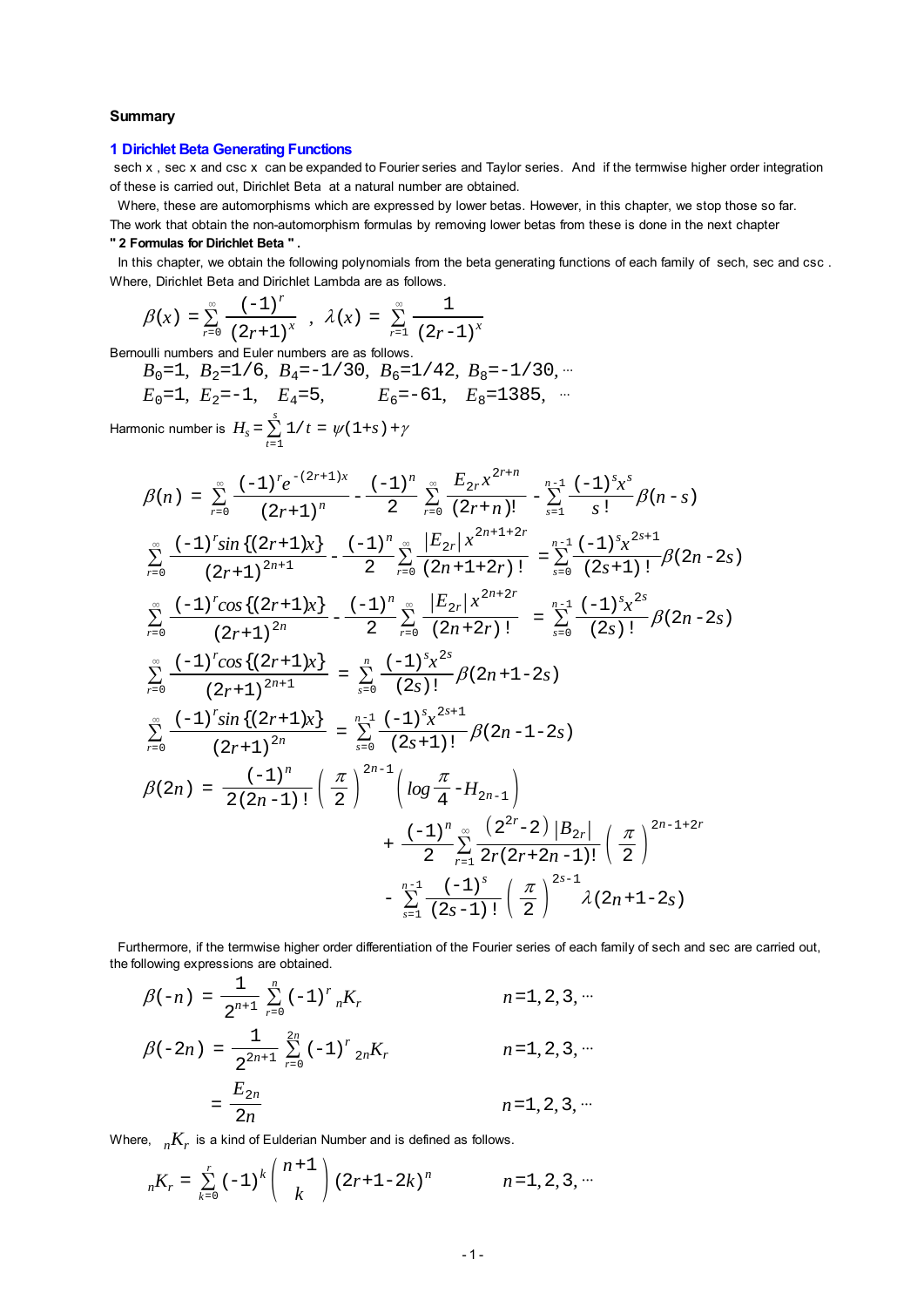### Summary

## 1 Dirichlet Beta Generating Functions

sech x , sec x and csc x can be expanded to Fourier series and Taylor series. And if the termwise higher order integration of these is carried out, Dirichlet Beta at a natural number are obtained.

Where, these are automorphisms which are expressed by lower betas. However, in this chapter, we stop those so far. The work that obtain the non-automorphism formulas by removing lower betas from these is done in the next chapter **" 2 Formulas for Dirichlet Beta "** .

In this chapter, we obtain the following polynomials from the beta generating functions of each family of sech, sec and csc . Where, Dirichlet Beta and Dirichlet Lambda are as follows.

$$\beta(x) = \sum_{r=0}^{\infty} \frac{(-1)^r}{(2r+1)^x} \ , \ \lambda(x) = \sum_{r=1}^{\infty} \frac{1}{(2r-1)^x}$$

Bernoulli numbers and Euler numbers are as follows.

$$B_0=1,\ B_2=1/6,\ B_4=-1/30,\ B_6=1/42,\ B_8=-1/30, \cdots$$
$$E_0=1,\ E_2=-1,\ E_4=5,\ E_6=-61,\ E_8=1385,\ \cdots$$

Harmonic number is $H_s = \sum_{t=1}^{s} 1/t = \psi(1+s)+\gamma$

$$\beta(n) = \sum_{r=0}^{\infty} \frac{(-1)^r e^{-(2r+1)x}}{(2r+1)^n} - \frac{(-1)^n}{2} \sum_{r=0}^{\infty} \frac{E_{2r} x^{2r+n}}{(2r+n)!} - \sum_{s=1}^{n-1} \frac{(-1)^s x^s}{s!} \beta(n-s)$$

$$\sum_{r=0}^{\infty} \frac{(-1)^r \sin\{(2r+1)x\}}{(2r+1)^{2n+1}} - \frac{(-1)^n}{2} \sum_{r=0}^{\infty} \frac{|E_{2r}| x^{2n+1+2r}}{(2n+1+2r)!} = \sum_{s=0}^{n-1} \frac{(-1)^s x^{2s+1}}{(2s+1)!} \beta(2n-2s)$$

$$\sum_{r=0}^{\infty} \frac{(-1)^r \cos\{(2r+1)x\}}{(2r+1)^{2n}} - \frac{(-1)^n}{2} \sum_{r=0}^{\infty} \frac{|E_{2r}| x^{2n+2r}}{(2n+2r)!} = \sum_{s=0}^{n-1} \frac{(-1)^s x^{2s}}{(2s)!} \beta(2n-2s)$$

$$\sum_{r=0}^{\infty} \frac{(-1)^r \cos\{(2r+1)x\}}{(2r+1)^{2n+1}} = \sum_{s=0}^{n} \frac{(-1)^s x^{2s}}{(2s)!} \beta(2n+1-2s)$$

$$\sum_{r=0}^{\infty} \frac{(-1)^r \sin\{(2r+1)x\}}{(2r+1)^{2n}} = \sum_{s=0}^{n-1} \frac{(-1)^s x^{2s+1}}{(2s+1)!} \beta(2n-1-2s)$$

$$\begin{aligned}\beta(2n) = {} & \frac{(-1)^n}{2(2n-1)!} \left(\frac{\pi}{2}\right)^{2n-1} \left(\log\frac{\pi}{4} - H_{2n-1}\right) \\ & + \frac{(-1)^n}{2} \sum_{r=1}^{\infty} \frac{(2^{2r}-2)|B_{2r}|}{2r(2r+2n-1)!} \left(\frac{\pi}{2}\right)^{2n-1+2r} \\ & - \sum_{s=1}^{n-1} \frac{(-1)^s}{(2s-1)!} \left(\frac{\pi}{2}\right)^{2s-1} \lambda(2n+1-2s)\end{aligned}$$

Furthermore, if the termwise higher order differentiation of the Fourier series of each family of sech and sec are carried out, the following expressions are obtained.

$$\beta(-n) = \frac{1}{2^{n+1}} \sum_{r=0}^{n} (-1)^r {}_nK_r \qquad n=1,2,3,\cdots$$

$$\beta(-2n) = \frac{1}{2^{2n+1}} \sum_{r=0}^{2n} (-1)^r {}_{2n}K_r \qquad n=1,2,3,\cdots$$

$$= \frac{E_{2n}}{2n} \qquad n=1,2,3,\cdots$$

Where, ${}_nK_r$ is a kind of Eulderian Number and is defined as follows.

$${}_nK_r = \sum_{k=0}^{r} (-1)^k \binom{n+1}{k} (2r+1-2k)^n \qquad n=1,2,3,\cdots$$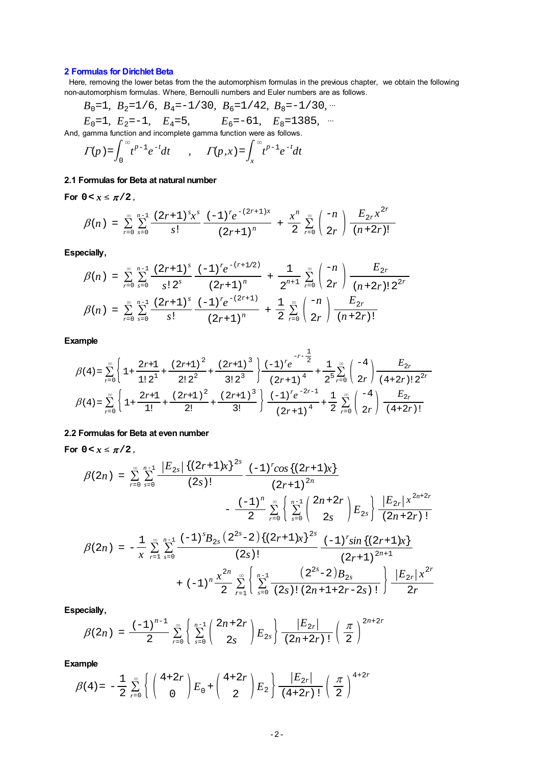## 2 Formulas for Dirichlet Beta

Here, removing the lower betas from the the automorphism formulas in the previous chapter, we obtain the following non-automorphism formulas. Where, Bernoulli numbers and Euler numbers are as follows.

$$B_0=1,\ B_2=1/6,\ B_4=-1/30,\ B_6=1/42,\ B_8=-1/30,\ \cdots$$

$$E_0=1,\ E_2=-1,\ \ E_4=5,\ \ \ \ \ \ E_6=-61,\ \ E_8=1385,\ \ \cdots$$

And, gamma function and incomplete gamma function were as follows.

$$\Gamma(p)=\int_0^\infty t^{p-1}e^{-t}dt \quad , \quad \Gamma(p,x)=\int_x^\infty t^{p-1}e^{-t}dt$$

### 2.1 Formulas for Beta at natural number

**For $0<x\le\pi/2$,**

$$\beta(n) = \sum_{r=0}^{\infty}\sum_{s=0}^{n-1}\frac{(2r+1)^s x^s}{s!}\frac{(-1)^r e^{-(2r+1)x}}{(2r+1)^n} + \frac{x^n}{2}\sum_{r=0}^{\infty}\binom{-n}{2r}\frac{E_{2r}x^{2r}}{(n+2r)!}$$

**Especially,**

$$\beta(n) = \sum_{r=0}^{\infty}\sum_{s=0}^{n-1}\frac{(2r+1)^s}{s!\,2^s}\frac{(-1)^r e^{-(r+1/2)}}{(2r+1)^n} + \frac{1}{2^{n+1}}\sum_{r=0}^{\infty}\binom{-n}{2r}\frac{E_{2r}}{(n+2r)!\,2^{2r}}$$

$$\beta(n) = \sum_{r=0}^{\infty}\sum_{s=0}^{n-1}\frac{(2r+1)^s}{s!}\frac{(-1)^r e^{-(2r+1)}}{(2r+1)^n} + \frac{1}{2}\sum_{r=0}^{\infty}\binom{-n}{2r}\frac{E_{2r}}{(n+2r)!}$$

**Example**

$$\beta(4)=\sum_{r=0}^{\infty}\left\{1+\frac{2r+1}{1!\,2^1}+\frac{(2r+1)^2}{2!\,2^2}+\frac{(2r+1)^3}{3!\,2^3}\right\}\frac{(-1)^r e^{-r-\frac{1}{2}}}{(2r+1)^4}+\frac{1}{2^5}\sum_{r=0}^{\infty}\binom{-4}{2r}\frac{E_{2r}}{(4+2r)!\,2^{2r}}$$

$$\beta(4)=\sum_{r=0}^{\infty}\left\{1+\frac{2r+1}{1!}+\frac{(2r+1)^2}{2!}+\frac{(2r+1)^3}{3!}\right\}\frac{(-1)^r e^{-2r-1}}{(2r+1)^4}+\frac{1}{2}\sum_{r=0}^{\infty}\binom{-4}{2r}\frac{E_{2r}}{(4+2r)!}$$

### 2.2 Formulas for Beta at even number

**For $0<x\le\pi/2$,**

$$\beta(2n) = \sum_{r=0}^{\infty}\sum_{s=0}^{n-1}\frac{|E_{2s}|\{(2r+1)x\}^{2s}}{(2s)!}\frac{(-1)^r\cos\{(2r+1)x\}}{(2r+1)^{2n}} - \frac{(-1)^n}{2}\sum_{r=0}^{\infty}\left\{\sum_{s=0}^{n-1}\binom{2n+2r}{2s}E_{2s}\right\}\frac{|E_{2r}|\,x^{2n+2r}}{(2n+2r)!}$$

$$\beta(2n) = -\frac{1}{x}\sum_{r=1}^{\infty}\sum_{s=0}^{n-1}\frac{(-1)^s B_{2s}\left(2^{2s}-2\right)\{(2r+1)x\}^{2s}}{(2s)!}\frac{(-1)^r\sin\{(2r+1)x\}}{(2r+1)^{2n+1}} + (-1)^n\frac{x^{2n}}{2}\sum_{r=1}^{\infty}\left\{\sum_{s=0}^{n-1}\frac{\left(2^{2s}-2\right)B_{2s}}{(2s)!\,(2n+1+2r-2s)!}\right\}\frac{|E_{2r}|\,x^{2r}}{2r}$$

**Especially,**

$$\beta(2n) = \frac{(-1)^{n-1}}{2}\sum_{r=0}^{\infty}\left\{\sum_{s=0}^{n-1}\binom{2n+2r}{2s}E_{2s}\right\}\frac{|E_{2r}|}{(2n+2r)!}\left(\frac{\pi}{2}\right)^{2n+2r}$$

**Example**

$$\beta(4)= -\frac{1}{2}\sum_{r=0}^{\infty}\left\{\binom{4+2r}{0}E_0+\binom{4+2r}{2}E_2\right\}\frac{|E_{2r}|}{(4+2r)!}\left(\frac{\pi}{2}\right)^{4+2r}$$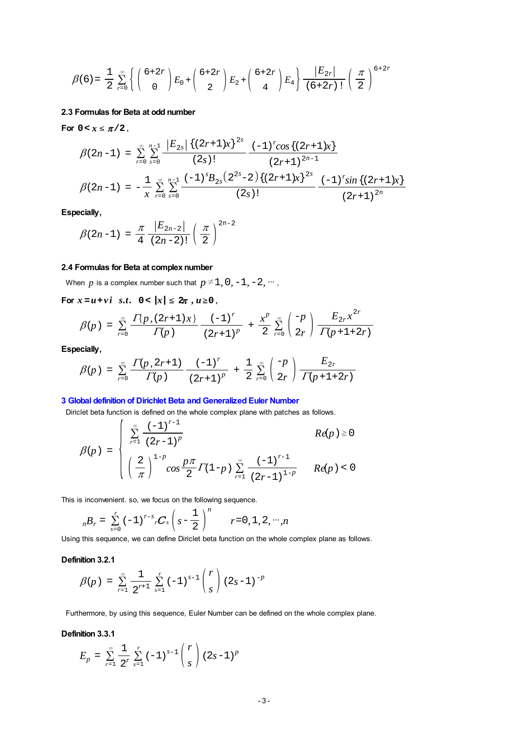$$\beta(6) = \frac{1}{2}\sum_{r=0}^{\infty}\left\{ \binom{6+2r}{0} E_0 + \binom{6+2r}{2} E_2 + \binom{6+2r}{4} E_4 \right\} \frac{|E_{2r}|}{(6+2r)!} \left(\frac{\pi}{2}\right)^{6+2r}$$

### 2.3 Formulas for Beta at odd number

**For $0 < x \leq \pi/2$,**

$$\beta(2n-1) = \sum_{r=0}^{\infty}\sum_{s=0}^{n-1} \frac{|E_{2s}|\{(2r+1)x\}^{2s}}{(2s)!} \frac{(-1)^r \cos\{(2r+1)x\}}{(2r+1)^{2n-1}}$$

$$\beta(2n-1) = -\frac{1}{x}\sum_{r=0}^{\infty}\sum_{s=0}^{n-1} \frac{(-1)^s B_{2s}\left(2^{2s}-2\right)\{(2r+1)x\}^{2s}}{(2s)!} \frac{(-1)^r \sin\{(2r+1)x\}}{(2r+1)^{2n}}$$

**Especially,**

$$\beta(2n-1) = \frac{\pi}{4}\frac{|E_{2n-2}|}{(2n-2)!}\left(\frac{\pi}{2}\right)^{2n-2}$$

### 2.4 Formulas for Beta at complex number

When $p$ is a complex number such that $p \neq 1, 0, -1, -2, \cdots$,

**For $x = u + vi$ s.t. $0 < |x| \leq 2\pi$, $u \geq 0$,**

$$\beta(p) = \sum_{r=0}^{\infty} \frac{\Gamma\{p, (2r+1)x\}}{\Gamma(p)} \frac{(-1)^r}{(2r+1)^p} + \frac{x^p}{2}\sum_{r=0}^{\infty}\binom{-p}{2r}\frac{E_{2r}x^{2r}}{\Gamma(p+1+2r)}$$

**Especially,**

$$\beta(p) = \sum_{r=0}^{\infty} \frac{\Gamma(p, 2r+1)}{\Gamma(p)} \frac{(-1)^r}{(2r+1)^p} + \frac{1}{2}\sum_{r=0}^{\infty}\binom{-p}{2r}\frac{E_{2r}}{\Gamma(p+1+2r)}$$

## 3 Global definition of Dirichlet Beta and Generalized Euler Number

Diriclet beta function is defined on the whole complex plane with patches as follows.

$$\beta(p) = \begin{cases} \displaystyle\sum_{r=1}^{\infty} \frac{(-1)^{r-1}}{(2r-1)^p} & Re(p) \geq 0 \\ \displaystyle\left(\frac{2}{\pi}\right)^{1-p} \cos\frac{p\pi}{2}\,\Gamma(1-p)\sum_{r=1}^{\infty}\frac{(-1)^{r-1}}{(2r-1)^{1-p}} & Re(p) < 0 \end{cases}$$

This is inconvenient. so, we focus on the following sequence.

$${}_nB_r = \sum_{s=0}^{r} (-1)^{r-s}\, {}_rC_s \left(s - \frac{1}{2}\right)^n \qquad r = 0, 1, 2, \cdots, n$$

Using this sequence, we can define Diriclet beta function on the whole complex plane as follows.

**Definition 3.2.1**

$$\beta(p) = \sum_{r=1}^{\infty} \frac{1}{2^{r+1}} \sum_{s=1}^{r} (-1)^{s-1}\binom{r}{s}(2s-1)^{-p}$$

Furthermore, by using this sequence, Euler Number can be defined on the whole complex plane.

**Defrinition 3.3.1**

$$E_p = \sum_{r=1}^{\infty} \frac{1}{2^r} \sum_{s=1}^{r} (-1)^{s-1}\binom{r}{s}(2s-1)^{p}$$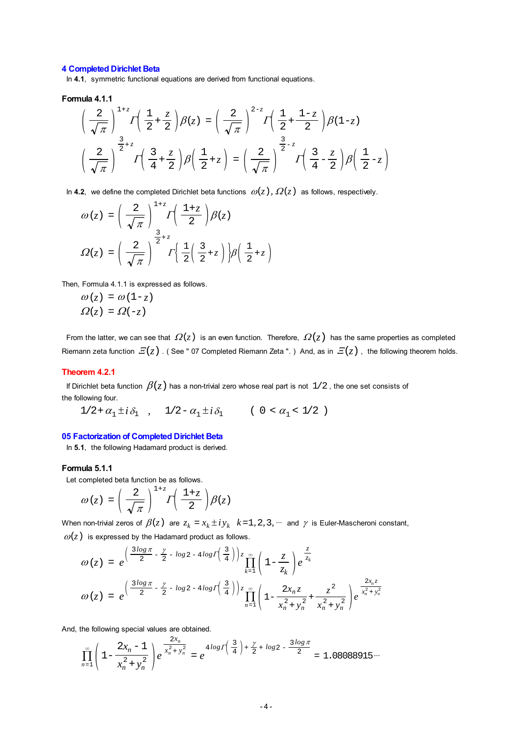## 4 Completed Dirichlet Beta

In **4.1**, symmetric functional equations are derived from functional equations.

### Formula 4.1.1

$$\left(\frac{2}{\sqrt{\pi}}\right)^{1+z}\Gamma\left(\frac{1}{2}+\frac{z}{2}\right)\beta(z) = \left(\frac{2}{\sqrt{\pi}}\right)^{2-z}\Gamma\left(\frac{1}{2}+\frac{1-z}{2}\right)\beta(1-z)$$

$$\left(\frac{2}{\sqrt{\pi}}\right)^{\frac{3}{2}+z}\Gamma\left(\frac{3}{4}+\frac{z}{2}\right)\beta\left(\frac{1}{2}+z\right) = \left(\frac{2}{\sqrt{\pi}}\right)^{\frac{3}{2}-z}\Gamma\left(\frac{3}{4}-\frac{z}{2}\right)\beta\left(\frac{1}{2}-z\right)$$

In **4.2**, we define the completed Dirichlet beta functions $\omega(z)$, $\Omega(z)$ as follows, respectively.

$$\omega(z) = \left(\frac{2}{\sqrt{\pi}}\right)^{1+z}\Gamma\left(\frac{1+z}{2}\right)\beta(z)$$

$$\Omega(z) = \left(\frac{2}{\sqrt{\pi}}\right)^{\frac{3}{2}+z}\Gamma\left\{\frac{1}{2}\left(\frac{3}{2}+z\right)\right\}\beta\left(\frac{1}{2}+z\right)$$

Then, Formula 4.1.1 is expressed as follows.

$$\omega(z) = \omega(1-z)$$

$$\Omega(z) = \Omega(-z)$$

From the latter, we can see that $\Omega(z)$ is an even function. Therefore, $\Omega(z)$ has the same properties as completed Riemann zeta function $\Xi(z)$. ( See " 07 Completed Riemann Zeta ". ) And, as in $\Xi(z)$, the following theorem holds.

### Theorem 4.2.1

If Dirichlet beta function $\beta(z)$ has a non-trivial zero whose real part is not $1/2$, the one set consists of the following four.

$$1/2+\alpha_1 \pm i\delta_1 \quad , \quad 1/2-\alpha_1 \pm i\delta_1 \qquad ( 0 < \alpha_1 < 1/2 )$$

## 05 Factorization of Completed Dirichlet Beta

In **5.1**, the following Hadamard product is derived.

### Formula 5.1.1

Let completed beta function be as follows.

$$\omega(z) = \left(\frac{2}{\sqrt{\pi}}\right)^{1+z}\Gamma\left(\frac{1+z}{2}\right)\beta(z)$$

When non-trivial zeros of $\beta(z)$ are $z_k = x_k \pm iy_k \quad k=1,2,3,\cdots$ and $\gamma$ is Euler-Mascheroni constant, $\omega(z)$ is expressed by the Hadamard product as follows.

$$\omega(z) = e^{\left(\frac{3\log\pi}{2}-\frac{\gamma}{2}-\log 2-4\log\Gamma\left(\frac{3}{4}\right)\right)z}\prod_{k=1}^{\infty}\left(1-\frac{z}{z_k}\right)e^{\frac{z}{z_k}}$$

$$\omega(z) = e^{\left(\frac{3\log\pi}{2}-\frac{\gamma}{2}-\log 2-4\log\Gamma\left(\frac{3}{4}\right)\right)z}\prod_{n=1}^{\infty}\left(1-\frac{2x_n z}{x_n^2+y_n^2}+\frac{z^2}{x_n^2+y_n^2}\right)e^{\frac{2x_n z}{x_n^2+y_n^2}}$$

And, the following special values are obtained.

$$\prod_{n=1}^{\infty}\left(1-\frac{2x_n-1}{x_n^2+y_n^2}\right)e^{\frac{2x_n}{x_n^2+y_n^2}} = e^{4\log\Gamma\left(\frac{3}{4}\right)+\frac{\gamma}{2}+\log 2-\frac{3\log\pi}{2}} = 1.08088915\cdots$$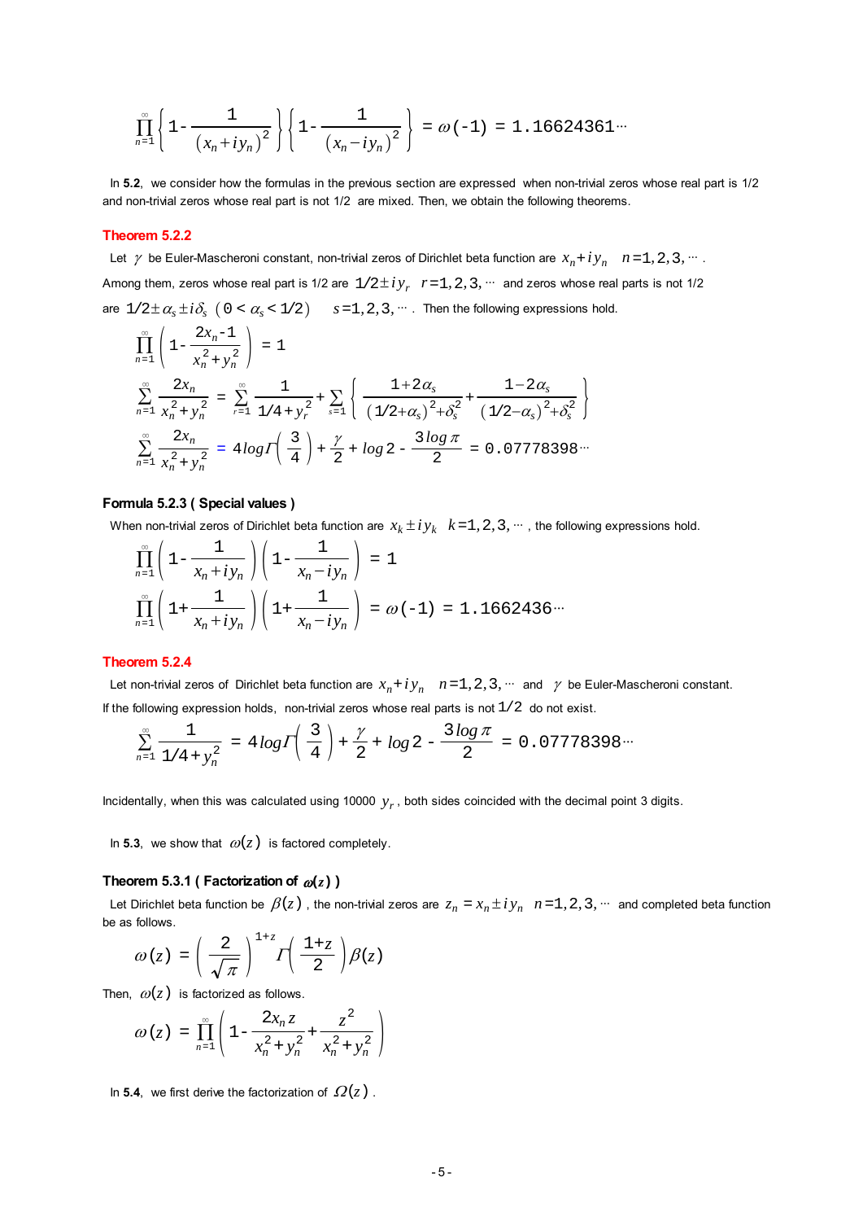$$\prod_{n=1}^{\infty}\left\{1-\frac{1}{\left(x_n+iy_n\right)^2}\right\}\left\{1-\frac{1}{\left(x_n-iy_n\right)^2}\right\} = \omega(-1) = 1.16624361\cdots$$

In **5.2**, we consider how the formulas in the previous section are expressed when non-trivial zeros whose real part is 1/2 and non-trivial zeros whose real part is not 1/2 are mixed. Then, we obtain the following theorems.

### Theorem 5.2.2

Let $\gamma$ be Euler-Mascheroni constant, non-trivial zeros of Dirichlet beta function are $x_n+iy_n \quad n=1,2,3,\cdots$ . Among them, zeros whose real part is 1/2 are $1/2 \pm iy_r \quad r=1,2,3,\cdots$ and zeros whose real parts is not 1/2 are $1/2 \pm \alpha_s \pm i\delta_s \ \ (0<\alpha_s<1/2) \quad s=1,2,3,\cdots$ . Then the following expressions hold.

$$\prod_{n=1}^{\infty}\left(1-\frac{2x_n-1}{x_n^2+y_n^2}\right) = 1$$

$$\sum_{n=1}^{\infty}\frac{2x_n}{x_n^2+y_n^2} = \sum_{r=1}^{\infty}\frac{1}{1/4+y_r^2}+\sum_{s=1}^{\infty}\left\{\frac{1+2\alpha_s}{(1/2+\alpha_s)^2+\delta_s^2}+\frac{1-2\alpha_s}{(1/2-\alpha_s)^2+\delta_s^2}\right\}$$

$$\sum_{n=1}^{\infty}\frac{2x_n}{x_n^2+y_n^2} = 4\log\Gamma\left(\frac{3}{4}\right)+\frac{\gamma}{2}+\log 2-\frac{3\log\pi}{2} = 0.07778398\cdots$$

### Formula 5.2.3 ( Special values )

When non-trivial zeros of Dirichlet beta function are $x_k \pm iy_k \quad k=1,2,3,\cdots$ , the following expressions hold.

$$\prod_{n=1}^{\infty}\left(1-\frac{1}{x_n+iy_n}\right)\left(1-\frac{1}{x_n-iy_n}\right) = 1$$

$$\prod_{n=1}^{\infty}\left(1+\frac{1}{x_n+iy_n}\right)\left(1+\frac{1}{x_n-iy_n}\right) = \omega(-1) = 1.1662436\cdots$$

### Theorem 5.2.4

Let non-trivial zeros of Dirichlet beta function are $x_n+iy_n \quad n=1,2,3,\cdots$ and $\gamma$ be Euler-Mascheroni constant. If the following expression holds, non-trivial zeros whose real parts is not $1/2$ do not exist.

$$\sum_{n=1}^{\infty}\frac{1}{1/4+y_n^2} = 4\log\Gamma\left(\frac{3}{4}\right)+\frac{\gamma}{2}+\log 2-\frac{3\log\pi}{2} = 0.07778398\cdots$$

Incidentally, when this was calculated using 10000 $y_r$ , both sides coincided with the decimal point 3 digits.

In **5.3**, we show that $\omega(z)$ is factored completely.

### Theorem 5.3.1 ( Factorization of $\omega(z)$ )

Let Dirichlet beta function be $\beta(z)$ , the non-trivial zeros are $z_n = x_n \pm iy_n \quad n=1,2,3,\cdots$ and completed beta function be as follows.

$$\omega(z) = \left(\frac{2}{\sqrt{\pi}}\right)^{1+z}\Gamma\left(\frac{1+z}{2}\right)\beta(z)$$

Then, $\omega(z)$ is factorized as follows.

$$\omega(z) = \prod_{n=1}^{\infty}\left(1-\frac{2x_n z}{x_n^2+y_n^2}+\frac{z^2}{x_n^2+y_n^2}\right)$$

In **5.4**, we first derive the factorization of $\Omega(z)$ .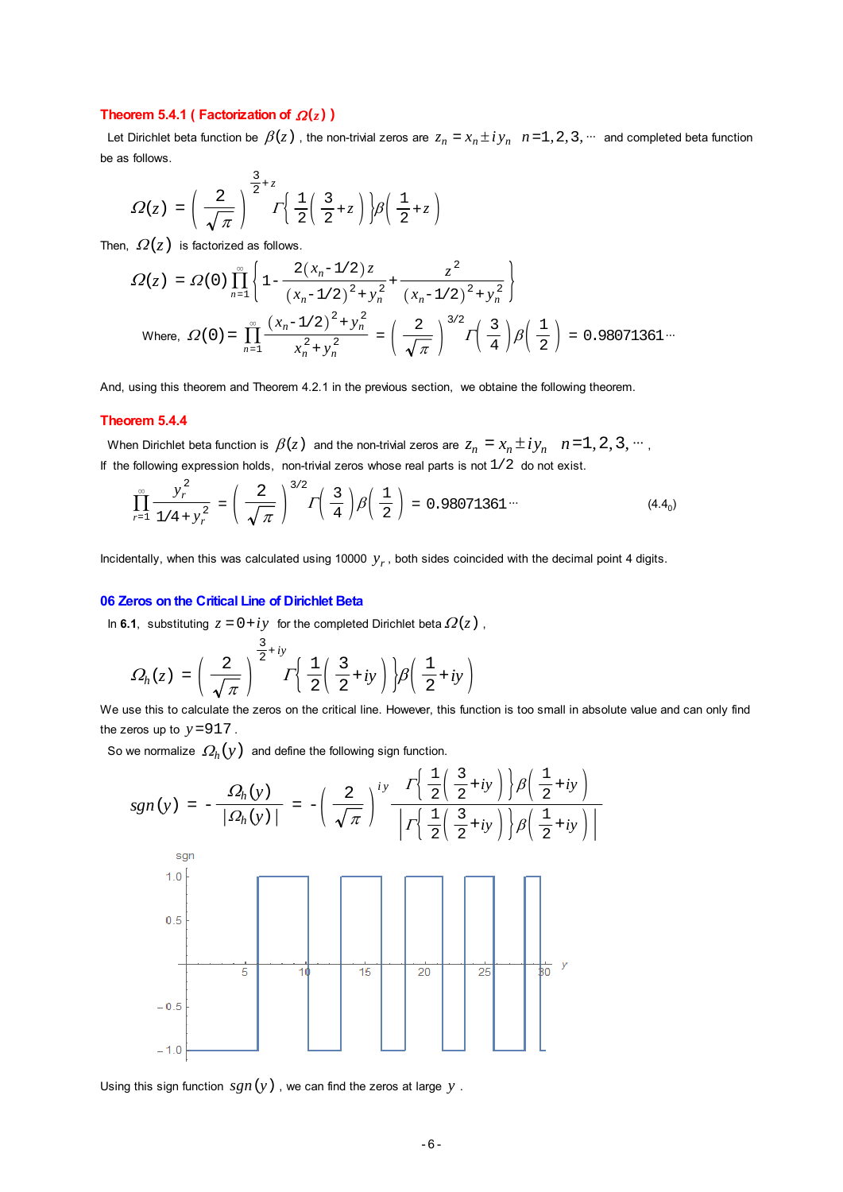### Theorem 5.4.1 ( Factorization of $\Omega(z)$ )

Let Dirichlet beta function be $\beta(z)$ , the non-trivial zeros are $z_n = x_n \pm i y_n \quad n=1,2,3,\cdots$ and completed beta function be as follows.

$$\Omega(z) = \left(\frac{2}{\sqrt{\pi}}\right)^{\frac{3}{2}+z} \Gamma\left\{\frac{1}{2}\left(\frac{3}{2}+z\right)\right\}\beta\left(\frac{1}{2}+z\right)$$

Then, $\Omega(z)$ is factorized as follows.

$$\Omega(z) = \Omega(0)\prod_{n=1}^{\infty}\left\{1-\frac{2(x_n-1/2)z}{(x_n-1/2)^2+y_n^2}+\frac{z^2}{(x_n-1/2)^2+y_n^2}\right\}$$

$$\text{Where, } \Omega(0) = \prod_{n=1}^{\infty}\frac{(x_n-1/2)^2+y_n^2}{x_n^2+y_n^2} = \left(\frac{2}{\sqrt{\pi}}\right)^{3/2}\Gamma\left(\frac{3}{4}\right)\beta\left(\frac{1}{2}\right) = 0.98071361\cdots$$

And, using this theorem and Theorem 4.2.1 in the previous section, we obtaine the following theorem.

### Theorem 5.4.4

When Dirichlet beta function is $\beta(z)$ and the non-trivial zeros are $z_n = x_n \pm i y_n \quad n=1,2,3,\cdots$ ,
If the following expression holds, non-trivial zeros whose real parts is not $1/2$ do not exist.

$$\prod_{r=1}^{\infty}\frac{y_r^2}{1/4+y_r^2} = \left(\frac{2}{\sqrt{\pi}}\right)^{3/2}\Gamma\left(\frac{3}{4}\right)\beta\left(\frac{1}{2}\right) = 0.98071361\cdots \tag{4.4$_0$}$$

Incidentally, when this was calculated using 10000 $y_r$ , both sides coincided with the decimal point 4 digits.

## 06 Zeros on the Critical Line of Dirichlet Beta

In **6.1**, substituting $z=0+iy$ for the completed Dirichlet beta $\Omega(z)$ ,

$$\Omega_h(z) = \left(\frac{2}{\sqrt{\pi}}\right)^{\frac{3}{2}+iy} \Gamma\left\{\frac{1}{2}\left(\frac{3}{2}+iy\right)\right\}\beta\left(\frac{1}{2}+iy\right)$$

We use this to calculate the zeros on the critical line. However, this function is too small in absolute value and can only find the zeros up to $y=917$ .

So we normalize $\Omega_h(y)$ and define the following sign function.

$$sgn(y) = -\frac{\Omega_h(y)}{|\Omega_h(y)|} = -\left(\frac{2}{\sqrt{\pi}}\right)^{iy}\frac{\Gamma\left\{\frac{1}{2}\left(\frac{3}{2}+iy\right)\right\}\beta\left(\frac{1}{2}+iy\right)}{\left|\Gamma\left\{\frac{1}{2}\left(\frac{3}{2}+iy\right)\right\}\beta\left(\frac{1}{2}+iy\right)\right|}$$

Using this sign function $sgn(y)$ , we can find the zeros at large $y$ .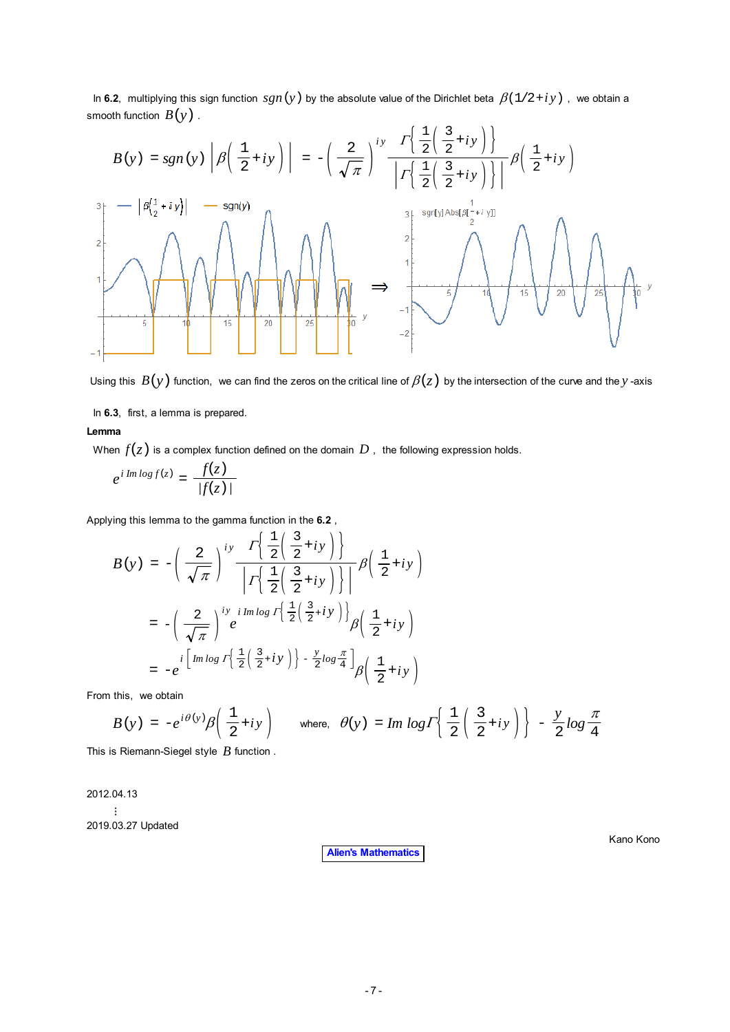In **6.2**, multiplying this sign function $sgn(y)$ by the absolute value of the Dirichlet beta $\beta(1/2+iy)$, we obtain a smooth function $B(y)$.

$$B(y) = sgn(y)\left|\beta\left(\frac{1}{2}+iy\right)\right| = -\left(\frac{2}{\sqrt{\pi}}\right)^{iy}\frac{\Gamma\left\{\frac{1}{2}\left(\frac{3}{2}+iy\right)\right\}}{\left|\Gamma\left\{\frac{1}{2}\left(\frac{3}{2}+iy\right)\right\}\right|}\beta\left(\frac{1}{2}+iy\right)$$

3
2
1
-1
5 10 15 20 25 30 y
$\left|\beta\left(\frac{1}{2}+iy\right)\right|$ sgn(y)

⇒

3
2
1
-1
-2
5 10 15 20 25 30 y
sgn[y] Abs[β[1/2 + i y]]

Using this $B(y)$ function, we can find the zeros on the critical line of $\beta(z)$ by the intersection of the curve and the $y$-axis

In **6.3**, first, a lemma is prepared.

**Lemma**

When $f(z)$ is a complex function defined on the domain $D$, the following expression holds.

$$e^{i\,Im\log f(z)} = \frac{f(z)}{|f(z)|}$$

Applying this lemma to the gamma function in the **6.2**,

$$\begin{aligned}
B(y) &= -\left(\frac{2}{\sqrt{\pi}}\right)^{iy}\frac{\Gamma\left\{\frac{1}{2}\left(\frac{3}{2}+iy\right)\right\}}{\left|\Gamma\left\{\frac{1}{2}\left(\frac{3}{2}+iy\right)\right\}\right|}\beta\left(\frac{1}{2}+iy\right) \\
&= -\left(\frac{2}{\sqrt{\pi}}\right)^{iy} e^{i\,Im\log\Gamma\left\{\frac{1}{2}\left(\frac{3}{2}+iy\right)\right\}}\beta\left(\frac{1}{2}+iy\right) \\
&= -e^{i\left[Im\log\Gamma\left\{\frac{1}{2}\left(\frac{3}{2}+iy\right)\right\} - \frac{y}{2}\log\frac{\pi}{4}\right]}\beta\left(\frac{1}{2}+iy\right)
\end{aligned}$$

From this, we obtain

$$B(y) = -e^{i\theta(y)}\beta\left(\frac{1}{2}+iy\right) \qquad \text{where,}\quad \theta(y) = Im\log\Gamma\left\{\frac{1}{2}\left(\frac{3}{2}+iy\right)\right\} - \frac{y}{2}\log\frac{\pi}{4}$$

This is Riemann-Siegel style $B$ function .

2012.04.13
⋮
2019.03.27 Updated

Kano Kono

**Alien's Mathematics**